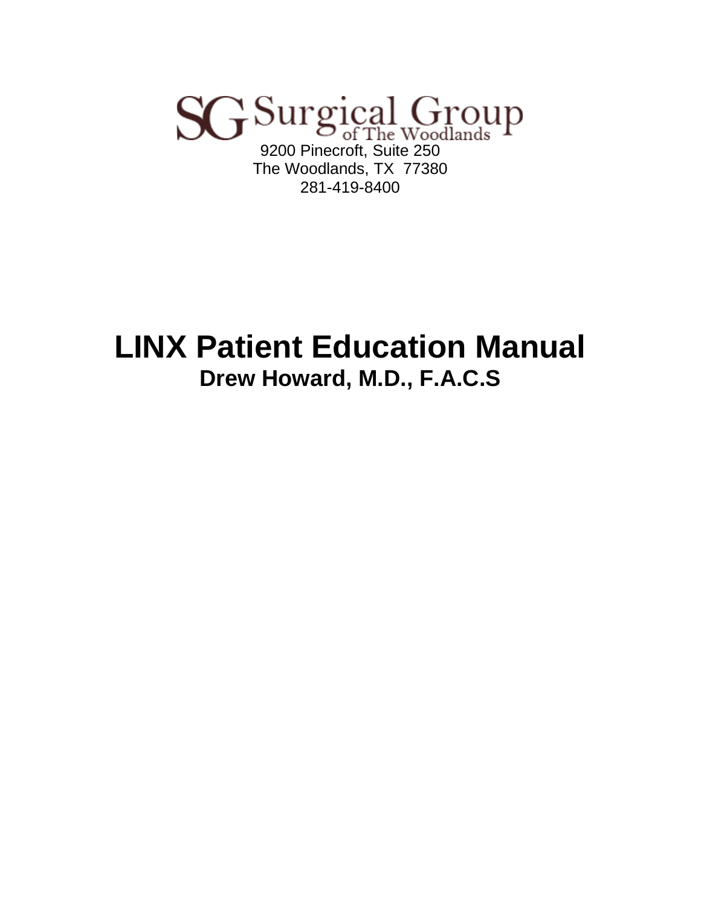SG Surgical Group
of The Woodlands

9200 Pinecroft, Suite 250
The Woodlands, TX 77380
281-419-8400

# LINX Patient Education Manual

## Drew Howard, M.D., F.A.C.S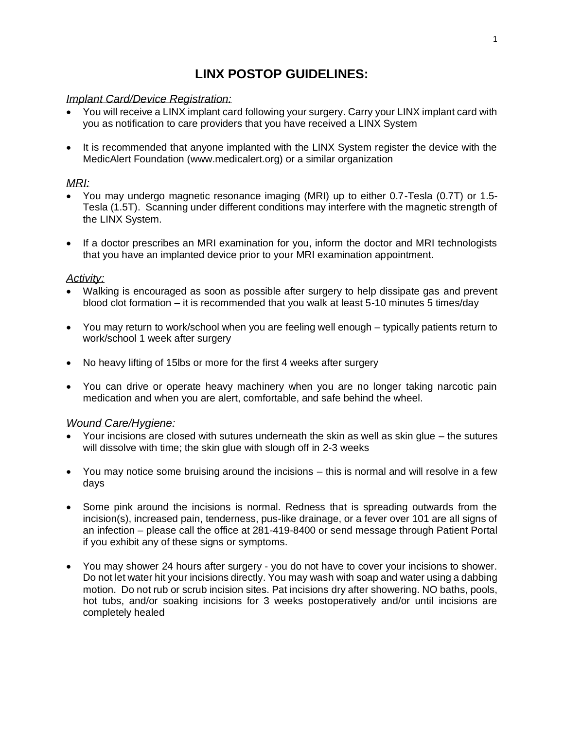# LINX POSTOP GUIDELINES:

*Implant Card/Device Registration:*

- You will receive a LINX implant card following your surgery. Carry your LINX implant card with you as notification to care providers that you have received a LINX System
- It is recommended that anyone implanted with the LINX System register the device with the MedicAlert Foundation (www.medicalert.org) or a similar organization

*MRI:*

- You may undergo magnetic resonance imaging (MRI) up to either 0.7-Tesla (0.7T) or 1.5-Tesla (1.5T). Scanning under different conditions may interfere with the magnetic strength of the LINX System.
- If a doctor prescribes an MRI examination for you, inform the doctor and MRI technologists that you have an implanted device prior to your MRI examination appointment.

*Activity:*

- Walking is encouraged as soon as possible after surgery to help dissipate gas and prevent blood clot formation – it is recommended that you walk at least 5-10 minutes 5 times/day
- You may return to work/school when you are feeling well enough – typically patients return to work/school 1 week after surgery
- No heavy lifting of 15lbs or more for the first 4 weeks after surgery
- You can drive or operate heavy machinery when you are no longer taking narcotic pain medication and when you are alert, comfortable, and safe behind the wheel.

*Wound Care/Hygiene:*

- Your incisions are closed with sutures underneath the skin as well as skin glue – the sutures will dissolve with time; the skin glue with slough off in 2-3 weeks
- You may notice some bruising around the incisions – this is normal and will resolve in a few days
- Some pink around the incisions is normal. Redness that is spreading outwards from the incision(s), increased pain, tenderness, pus-like drainage, or a fever over 101 are all signs of an infection – please call the office at 281-419-8400 or send message through Patient Portal if you exhibit any of these signs or symptoms.
- You may shower 24 hours after surgery - you do not have to cover your incisions to shower. Do not let water hit your incisions directly. You may wash with soap and water using a dabbing motion. Do not rub or scrub incision sites. Pat incisions dry after showering. NO baths, pools, hot tubs, and/or soaking incisions for 3 weeks postoperatively and/or until incisions are completely healed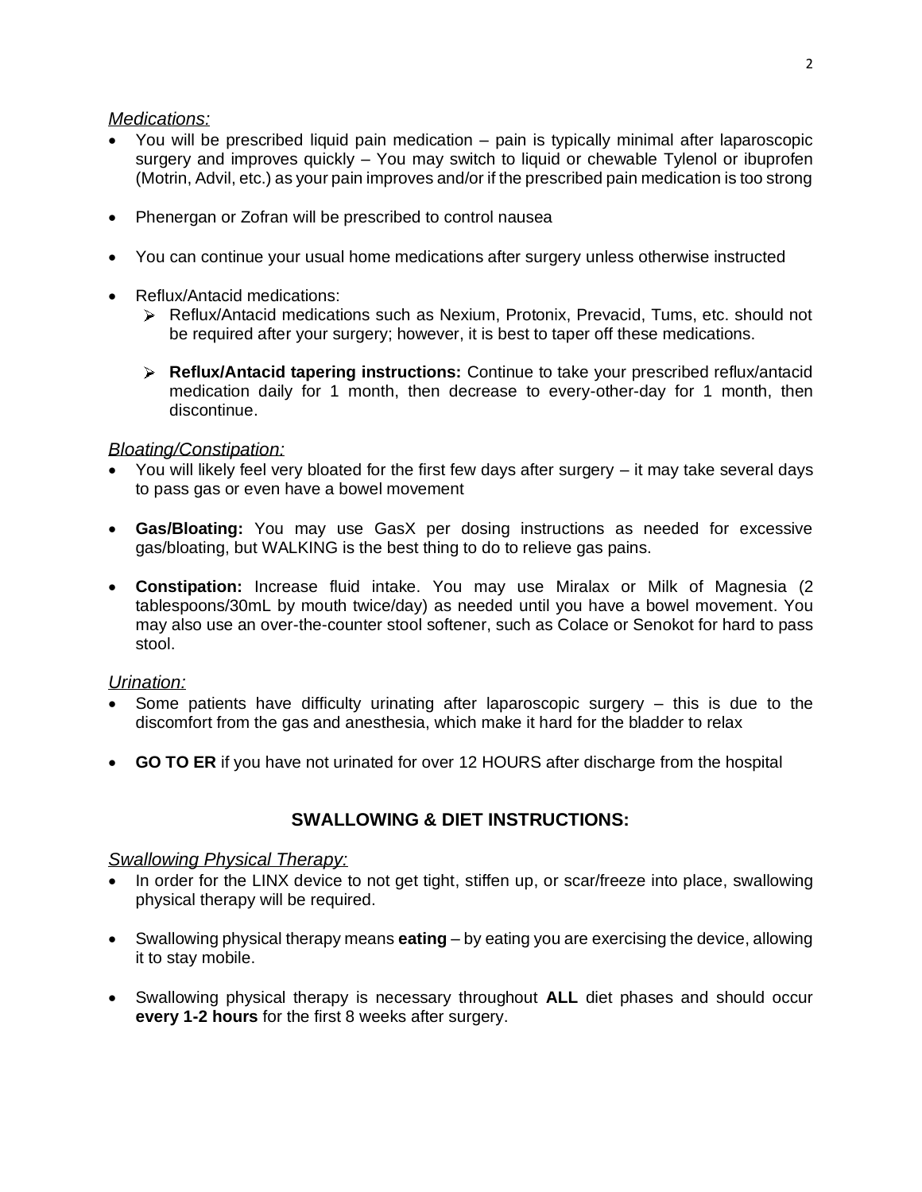*Medications:*

- You will be prescribed liquid pain medication – pain is typically minimal after laparoscopic surgery and improves quickly – You may switch to liquid or chewable Tylenol or ibuprofen (Motrin, Advil, etc.) as your pain improves and/or if the prescribed pain medication is too strong
- Phenergan or Zofran will be prescribed to control nausea
- You can continue your usual home medications after surgery unless otherwise instructed
- Reflux/Antacid medications:
  - Reflux/Antacid medications such as Nexium, Protonix, Prevacid, Tums, etc. should not be required after your surgery; however, it is best to taper off these medications.
  - **Reflux/Antacid tapering instructions:** Continue to take your prescribed reflux/antacid medication daily for 1 month, then decrease to every-other-day for 1 month, then discontinue.

*Bloating/Constipation:*

- You will likely feel very bloated for the first few days after surgery – it may take several days to pass gas or even have a bowel movement
- **Gas/Bloating:** You may use GasX per dosing instructions as needed for excessive gas/bloating, but WALKING is the best thing to do to relieve gas pains.
- **Constipation:** Increase fluid intake. You may use Miralax or Milk of Magnesia (2 tablespoons/30mL by mouth twice/day) as needed until you have a bowel movement. You may also use an over-the-counter stool softener, such as Colace or Senokot for hard to pass stool.

*Urination:*

- Some patients have difficulty urinating after laparoscopic surgery – this is due to the discomfort from the gas and anesthesia, which make it hard for the bladder to relax
- **GO TO ER** if you have not urinated for over 12 HOURS after discharge from the hospital

## SWALLOWING & DIET INSTRUCTIONS:

*Swallowing Physical Therapy:*

- In order for the LINX device to not get tight, stiffen up, or scar/freeze into place, swallowing physical therapy will be required.
- Swallowing physical therapy means **eating** – by eating you are exercising the device, allowing it to stay mobile.
- Swallowing physical therapy is necessary throughout **ALL** diet phases and should occur **every 1-2 hours** for the first 8 weeks after surgery.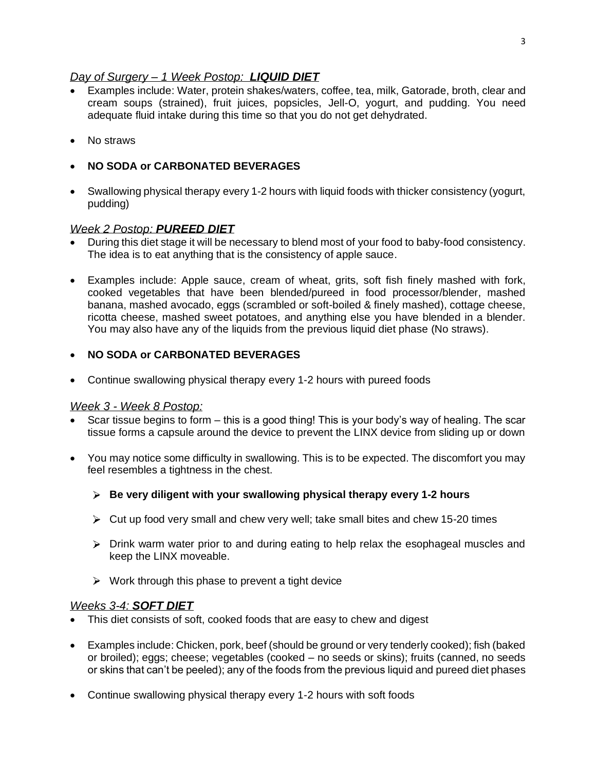## *Day of Surgery – 1 Week Postop:* ***LIQUID DIET***

- Examples include: Water, protein shakes/waters, coffee, tea, milk, Gatorade, broth, clear and cream soups (strained), fruit juices, popsicles, Jell-O, yogurt, and pudding. You need adequate fluid intake during this time so that you do not get dehydrated.
- No straws
- **NO SODA or CARBONATED BEVERAGES**
- Swallowing physical therapy every 1-2 hours with liquid foods with thicker consistency (yogurt, pudding)

## *Week 2 Postop:* ***PUREED DIET***

- During this diet stage it will be necessary to blend most of your food to baby-food consistency. The idea is to eat anything that is the consistency of apple sauce.
- Examples include: Apple sauce, cream of wheat, grits, soft fish finely mashed with fork, cooked vegetables that have been blended/pureed in food processor/blender, mashed banana, mashed avocado, eggs (scrambled or soft-boiled & finely mashed), cottage cheese, ricotta cheese, mashed sweet potatoes, and anything else you have blended in a blender. You may also have any of the liquids from the previous liquid diet phase (No straws).
- **NO SODA or CARBONATED BEVERAGES**
- Continue swallowing physical therapy every 1-2 hours with pureed foods

## *Week 3 - Week 8 Postop:*

- Scar tissue begins to form – this is a good thing! This is your body's way of healing. The scar tissue forms a capsule around the device to prevent the LINX device from sliding up or down
- You may notice some difficulty in swallowing. This is to be expected. The discomfort you may feel resembles a tightness in the chest.
  - **Be very diligent with your swallowing physical therapy every 1-2 hours**
  - Cut up food very small and chew very well; take small bites and chew 15-20 times
  - Drink warm water prior to and during eating to help relax the esophageal muscles and keep the LINX moveable.
  - Work through this phase to prevent a tight device

## *Weeks 3-4:* ***SOFT DIET***

- This diet consists of soft, cooked foods that are easy to chew and digest
- Examples include: Chicken, pork, beef (should be ground or very tenderly cooked); fish (baked or broiled); eggs; cheese; vegetables (cooked – no seeds or skins); fruits (canned, no seeds or skins that can't be peeled); any of the foods from the previous liquid and pureed diet phases
- Continue swallowing physical therapy every 1-2 hours with soft foods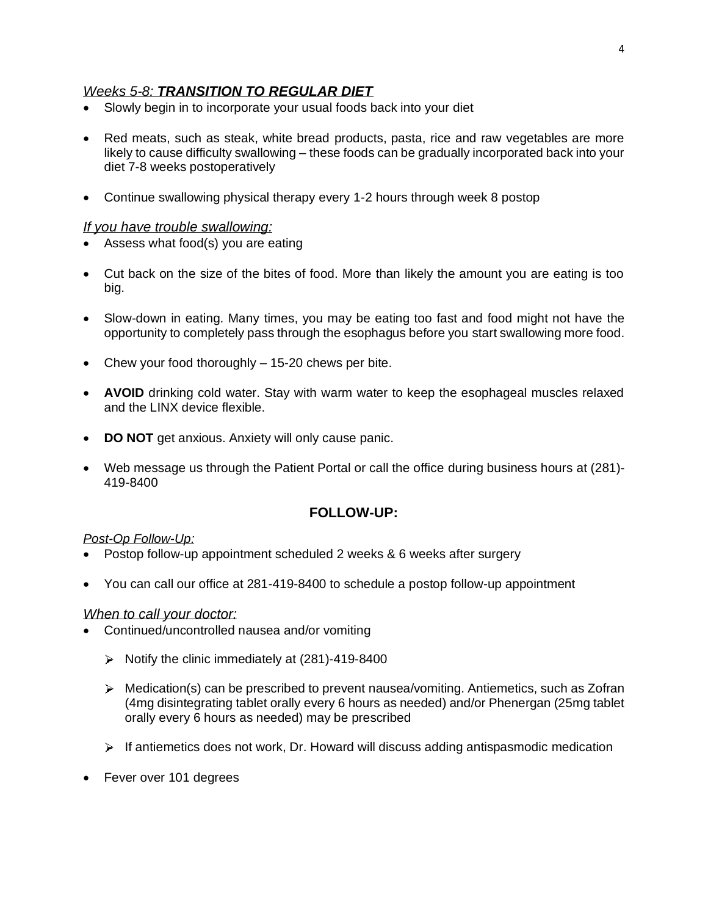*Weeks 5-8:* ***TRANSITION TO REGULAR DIET***

- Slowly begin in to incorporate your usual foods back into your diet
- Red meats, such as steak, white bread products, pasta, rice and raw vegetables are more likely to cause difficulty swallowing – these foods can be gradually incorporated back into your diet 7-8 weeks postoperatively
- Continue swallowing physical therapy every 1-2 hours through week 8 postop

*If you have trouble swallowing:*

- Assess what food(s) you are eating
- Cut back on the size of the bites of food. More than likely the amount you are eating is too big.
- Slow-down in eating. Many times, you may be eating too fast and food might not have the opportunity to completely pass through the esophagus before you start swallowing more food.
- Chew your food thoroughly – 15-20 chews per bite.
- **AVOID** drinking cold water. Stay with warm water to keep the esophageal muscles relaxed and the LINX device flexible.
- **DO NOT** get anxious. Anxiety will only cause panic.
- Web message us through the Patient Portal or call the office during business hours at (281)-419-8400

## FOLLOW-UP:

*Post-Op Follow-Up:*

- Postop follow-up appointment scheduled 2 weeks & 6 weeks after surgery
- You can call our office at 281-419-8400 to schedule a postop follow-up appointment

*When to call your doctor:*

- Continued/uncontrolled nausea and/or vomiting
  - Notify the clinic immediately at (281)-419-8400
  - Medication(s) can be prescribed to prevent nausea/vomiting. Antiemetics, such as Zofran (4mg disintegrating tablet orally every 6 hours as needed) and/or Phenergan (25mg tablet orally every 6 hours as needed) may be prescribed
  - If antiemetics does not work, Dr. Howard will discuss adding antispasmodic medication
- Fever over 101 degrees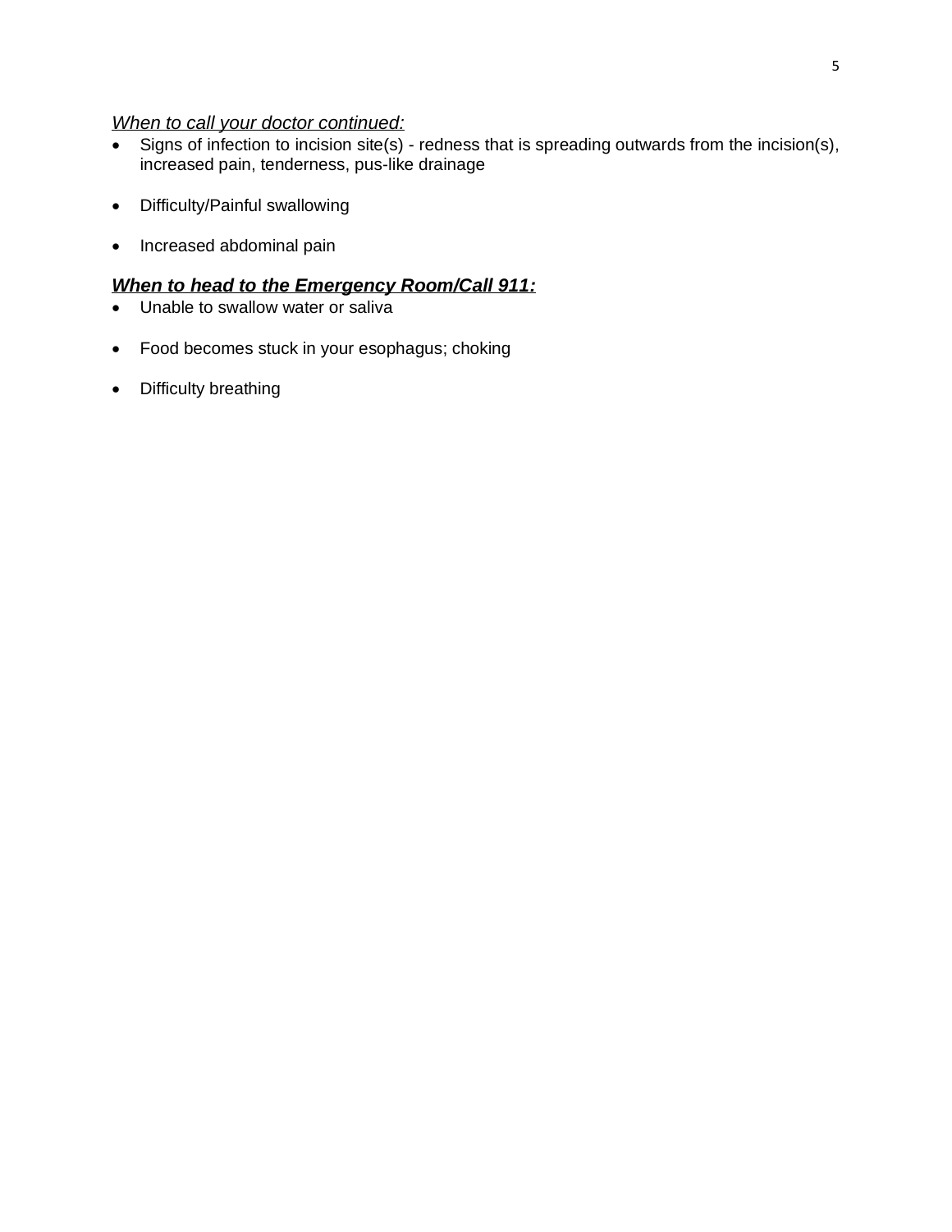*When to call your doctor continued:*

- Signs of infection to incision site(s) - redness that is spreading outwards from the incision(s), increased pain, tenderness, pus-like drainage
- Difficulty/Painful swallowing
- Increased abdominal pain

***When to head to the Emergency Room/Call 911:***

- Unable to swallow water or saliva
- Food becomes stuck in your esophagus; choking
- Difficulty breathing